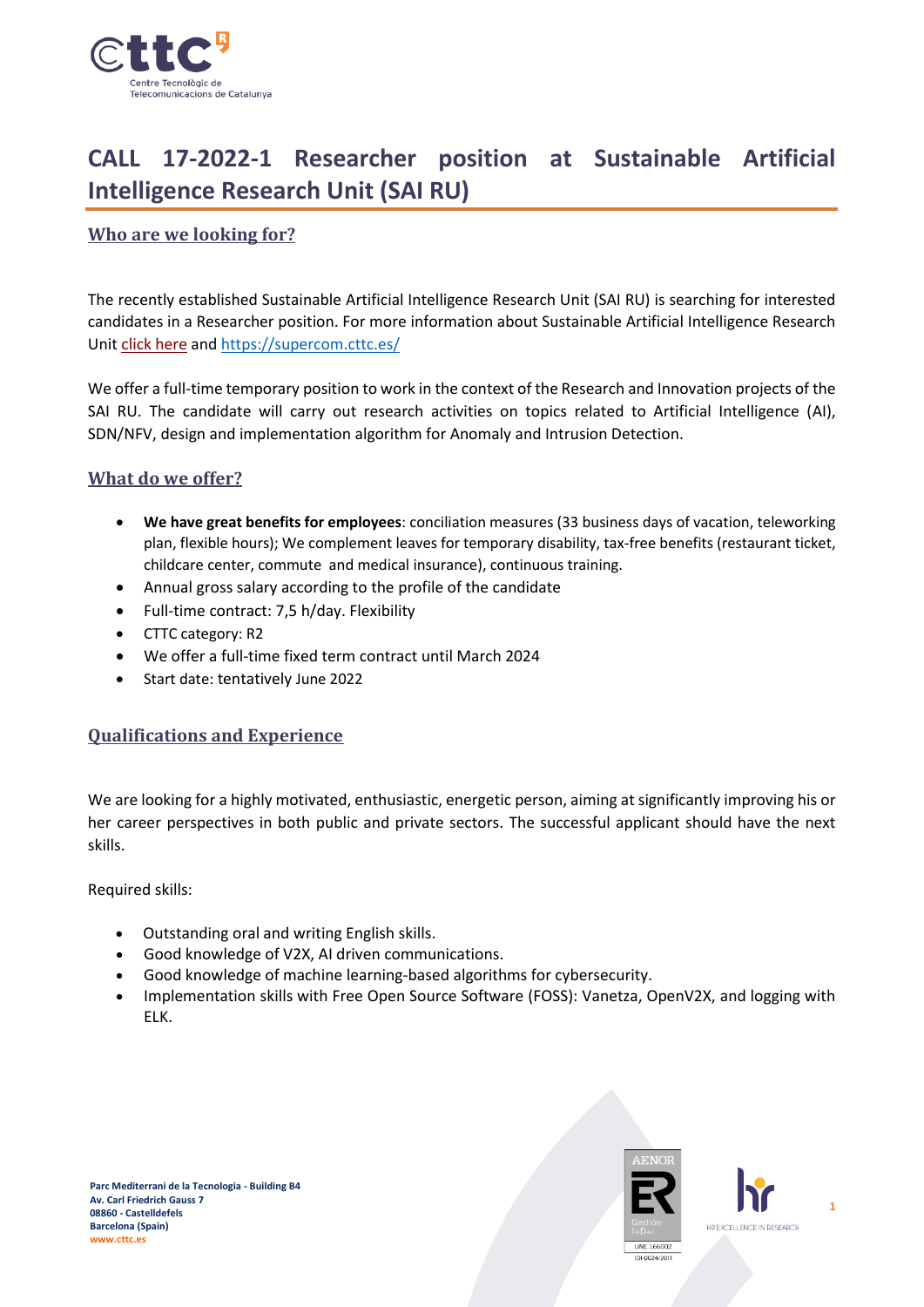# CALL 17-2022-1 Researcher position at Sustainable Artificial Intelligence Research Unit (SAI RU)

## Who are we looking for?

The recently established Sustainable Artificial Intelligence Research Unit (SAI RU) is searching for interested candidates in a Researcher position. For more information about Sustainable Artificial Intelligence Research Unit click here and https://supercom.cttc.es/

We offer a full-time temporary position to work in the context of the Research and Innovation projects of the SAI RU. The candidate will carry out research activities on topics related to Artificial Intelligence (AI), SDN/NFV, design and implementation algorithm for Anomaly and Intrusion Detection.

## What do we offer?

- **We have great benefits for employees**: conciliation measures (33 business days of vacation, teleworking plan, flexible hours); We complement leaves for temporary disability, tax-free benefits (restaurant ticket, childcare center, commute and medical insurance), continuous training.
- Annual gross salary according to the profile of the candidate
- Full-time contract: 7,5 h/day. Flexibility
- CTTC category: R2
- We offer a full-time fixed term contract until March 2024
- Start date: tentatively June 2022

## Qualifications and Experience

We are looking for a highly motivated, enthusiastic, energetic person, aiming at significantly improving his or her career perspectives in both public and private sectors. The successful applicant should have the next skills.

Required skills:

- Outstanding oral and writing English skills.
- Good knowledge of V2X, AI driven communications.
- Good knowledge of machine learning-based algorithms for cybersecurity.
- Implementation skills with Free Open Source Software (FOSS): Vanetza, OpenV2X, and logging with ELK.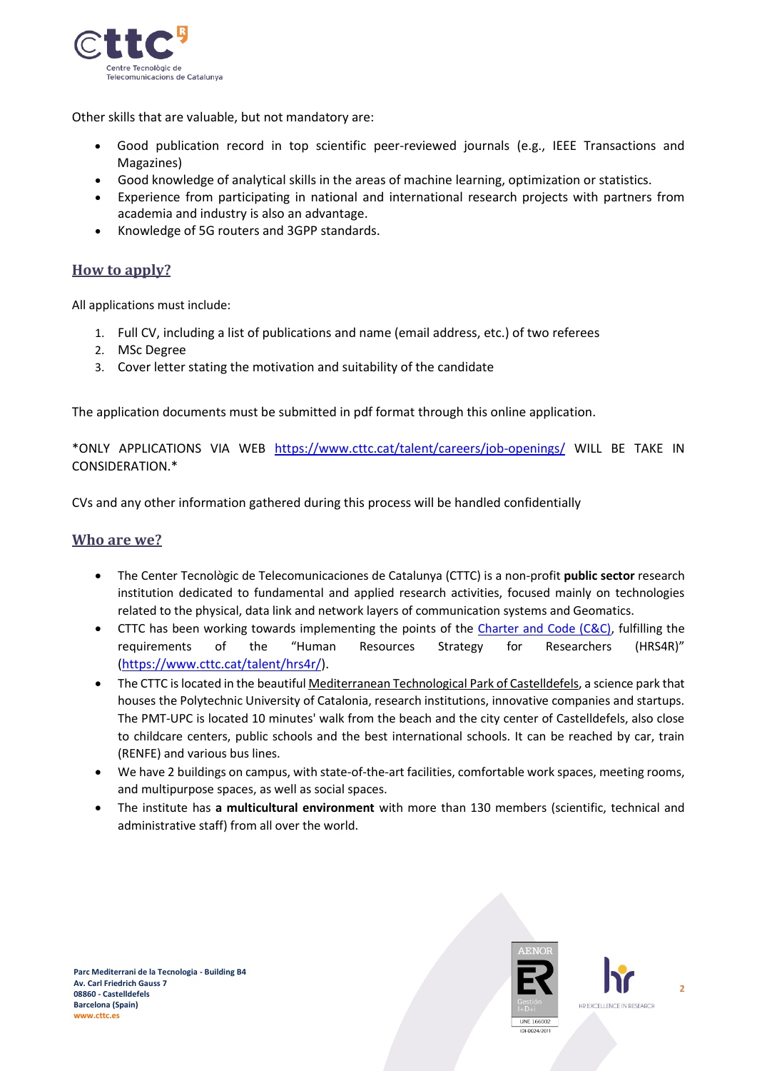Other skills that are valuable, but not mandatory are:

- Good publication record in top scientific peer-reviewed journals (e.g., IEEE Transactions and Magazines)
- Good knowledge of analytical skills in the areas of machine learning, optimization or statistics.
- Experience from participating in national and international research projects with partners from academia and industry is also an advantage.
- Knowledge of 5G routers and 3GPP standards.

## How to apply?

All applications must include:

1. Full CV, including a list of publications and name (email address, etc.) of two referees
2. MSc Degree
3. Cover letter stating the motivation and suitability of the candidate

The application documents must be submitted in pdf format through this online application.

*ONLY APPLICATIONS VIA WEB [https://www.cttc.cat/talent/careers/job-openings/](https://www.cttc.cat/talent/careers/job-openings/) WILL BE TAKE IN CONSIDERATION.*

CVs and any other information gathered during this process will be handled confidentially

## Who are we?

- The Center Tecnològic de Telecomunicaciones de Catalunya (CTTC) is a non-profit **public sector** research institution dedicated to fundamental and applied research activities, focused mainly on technologies related to the physical, data link and network layers of communication systems and Geomatics.
- CTTC has been working towards implementing the points of the Charter and Code (C&C), fulfilling the requirements of the "Human Resources Strategy for Researchers (HRS4R)" ([https://www.cttc.cat/talent/hrs4r/](https://www.cttc.cat/talent/hrs4r/)).
- The CTTC is located in the beautiful Mediterranean Technological Park of Castelldefels, a science park that houses the Polytechnic University of Catalonia, research institutions, innovative companies and startups. The PMT-UPC is located 10 minutes' walk from the beach and the city center of Castelldefels, also close to childcare centers, public schools and the best international schools. It can be reached by car, train (RENFE) and various bus lines.
- We have 2 buildings on campus, with state-of-the-art facilities, comfortable work spaces, meeting rooms, and multipurpose spaces, as well as social spaces.
- The institute has **a multicultural environment** with more than 130 members (scientific, technical and administrative staff) from all over the world.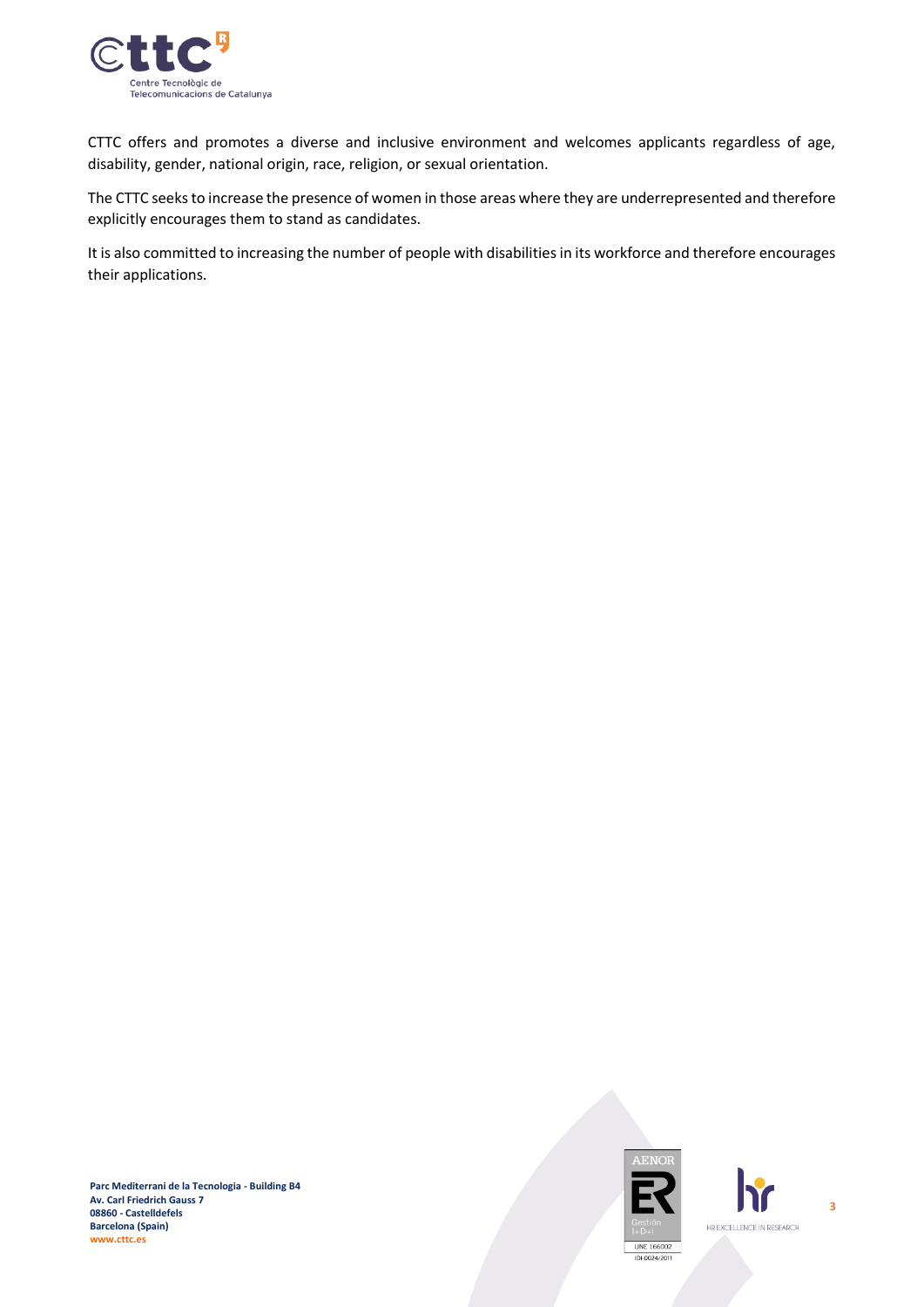CTTC offers and promotes a diverse and inclusive environment and welcomes applicants regardless of age, disability, gender, national origin, race, religion, or sexual orientation.

The CTTC seeks to increase the presence of women in those areas where they are underrepresented and therefore explicitly encourages them to stand as candidates.

It is also committed to increasing the number of people with disabilities in its workforce and therefore encourages their applications.